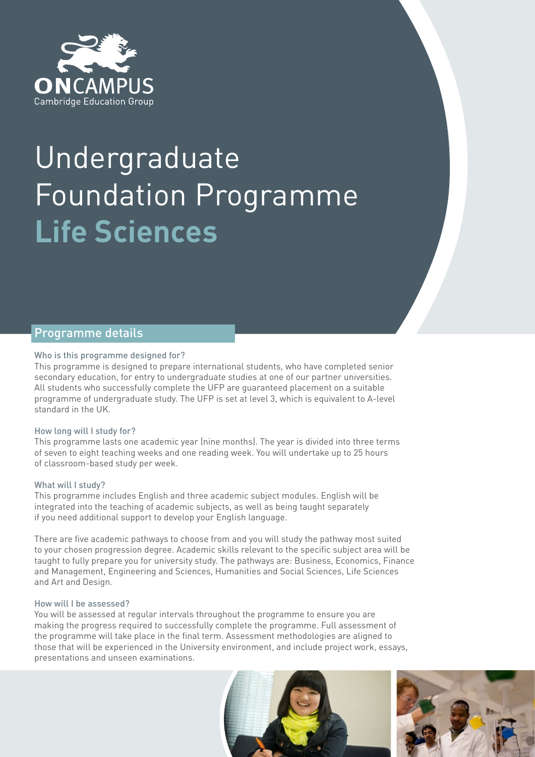ONCAMPUS
Cambridge Education Group

# Undergraduate Foundation Programme **Life Sciences**

## Programme details

### Who is this programme designed for?

This programme is designed to prepare international students, who have completed senior secondary education, for entry to undergraduate studies at one of our partner universities. All students who successfully complete the UFP are guaranteed placement on a suitable programme of undergraduate study. The UFP is set at level 3, which is equivalent to A-level standard in the UK.

### How long will I study for?

This programme lasts one academic year (nine months). The year is divided into three terms of seven to eight teaching weeks and one reading week. You will undertake up to 25 hours of classroom-based study per week.

### What will I study?

This programme includes English and three academic subject modules. English will be integrated into the teaching of academic subjects, as well as being taught separately if you need additional support to develop your English language.

There are five academic pathways to choose from and you will study the pathway most suited to your chosen progression degree. Academic skills relevant to the specific subject area will be taught to fully prepare you for university study. The pathways are: Business, Economics, Finance and Management, Engineering and Sciences, Humanities and Social Sciences, Life Sciences and Art and Design.

### How will I be assessed?

You will be assessed at regular intervals throughout the programme to ensure you are making the progress required to successfully complete the programme. Full assessment of the programme will take place in the final term. Assessment methodologies are aligned to those that will be experienced in the University environment, and include project work, essays, presentations and unseen examinations.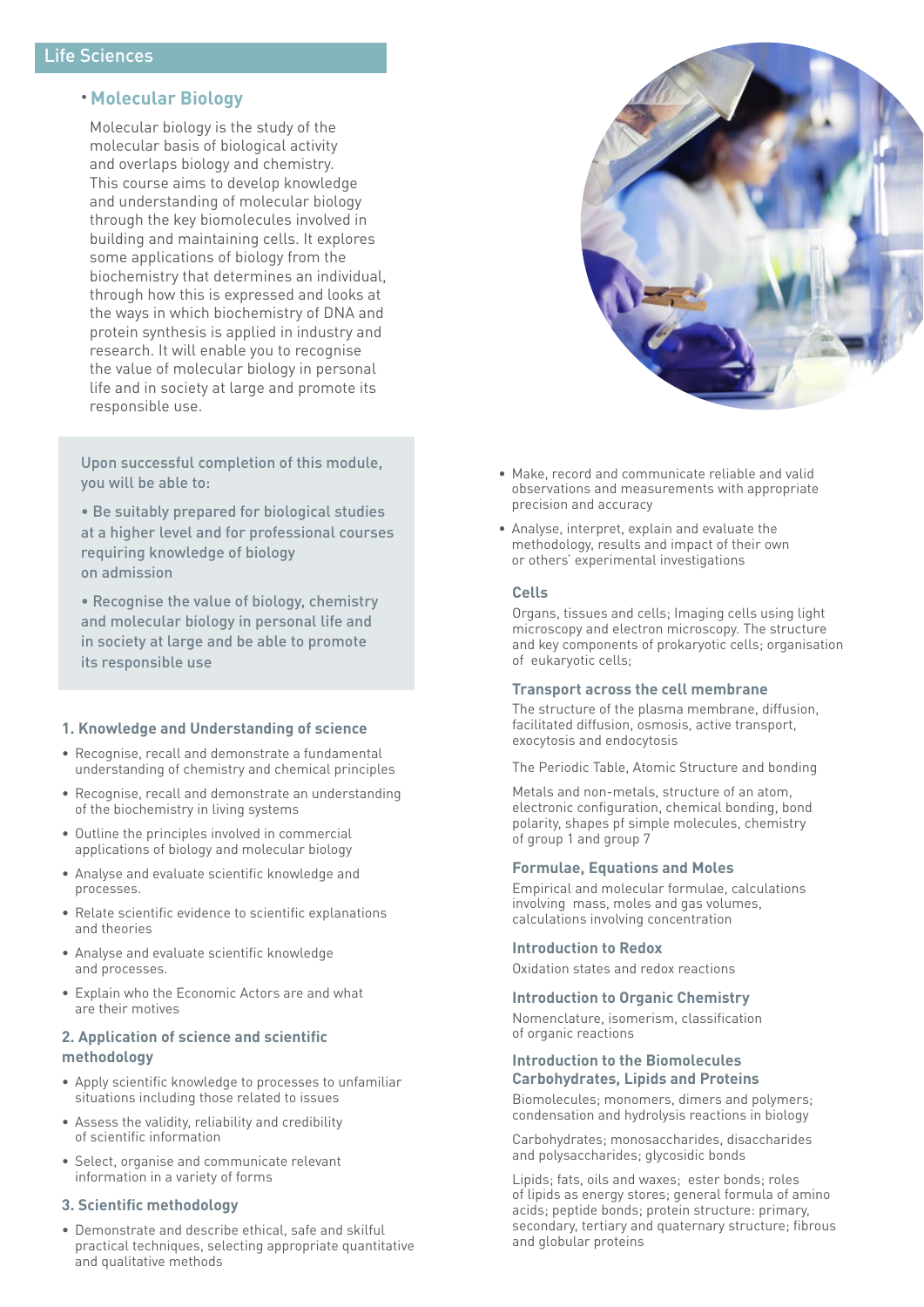## Life Sciences

### • Molecular Biology

Molecular biology is the study of the molecular basis of biological activity and overlaps biology and chemistry. This course aims to develop knowledge and understanding of molecular biology through the key biomolecules involved in building and maintaining cells. It explores some applications of biology from the biochemistry that determines an individual, through how this is expressed and looks at the ways in which biochemistry of DNA and protein synthesis is applied in industry and research. It will enable you to recognise the value of molecular biology in personal life and in society at large and promote its responsible use.

Upon successful completion of this module, you will be able to:

- Be suitably prepared for biological studies at a higher level and for professional courses requiring knowledge of biology on admission
- Recognise the value of biology, chemistry and molecular biology in personal life and in society at large and be able to promote its responsible use

#### 1. Knowledge and Understanding of science

- Recognise, recall and demonstrate a fundamental understanding of chemistry and chemical principles
- Recognise, recall and demonstrate an understanding of the biochemistry in living systems
- Outline the principles involved in commercial applications of biology and molecular biology
- Analyse and evaluate scientific knowledge and processes.
- Relate scientific evidence to scientific explanations and theories
- Analyse and evaluate scientific knowledge and processes.
- Explain who the Economic Actors are and what are their motives

#### 2. Application of science and scientific methodology

- Apply scientific knowledge to processes to unfamiliar situations including those related to issues
- Assess the validity, reliability and credibility of scientific information
- Select, organise and communicate relevant information in a variety of forms

#### 3. Scientific methodology

- Demonstrate and describe ethical, safe and skilful practical techniques, selecting appropriate quantitative and qualitative methods
- Make, record and communicate reliable and valid observations and measurements with appropriate precision and accuracy
- Analyse, interpret, explain and evaluate the methodology, results and impact of their own or others' experimental investigations

#### Cells

Organs, tissues and cells; Imaging cells using light microscopy and electron microscopy. The structure and key components of prokaryotic cells; organisation of eukaryotic cells;

#### Transport across the cell membrane

The structure of the plasma membrane, diffusion, facilitated diffusion, osmosis, active transport, exocytosis and endocytosis

The Periodic Table, Atomic Structure and bonding

Metals and non-metals, structure of an atom, electronic configuration, chemical bonding, bond polarity, shapes pf simple molecules, chemistry of group 1 and group 7

#### Formulae, Equations and Moles

Empirical and molecular formulae, calculations involving mass, moles and gas volumes, calculations involving concentration

#### Introduction to Redox

Oxidation states and redox reactions

#### Introduction to Organic Chemistry

Nomenclature, isomerism, classification of organic reactions

#### Introduction to the Biomolecules Carbohydrates, Lipids and Proteins

Biomolecules; monomers, dimers and polymers; condensation and hydrolysis reactions in biology

Carbohydrates; monosaccharides, disaccharides and polysaccharides; glycosidic bonds

Lipids; fats, oils and waxes; ester bonds; roles of lipids as energy stores; general formula of amino acids; peptide bonds; protein structure: primary, secondary, tertiary and quaternary structure; fibrous and globular proteins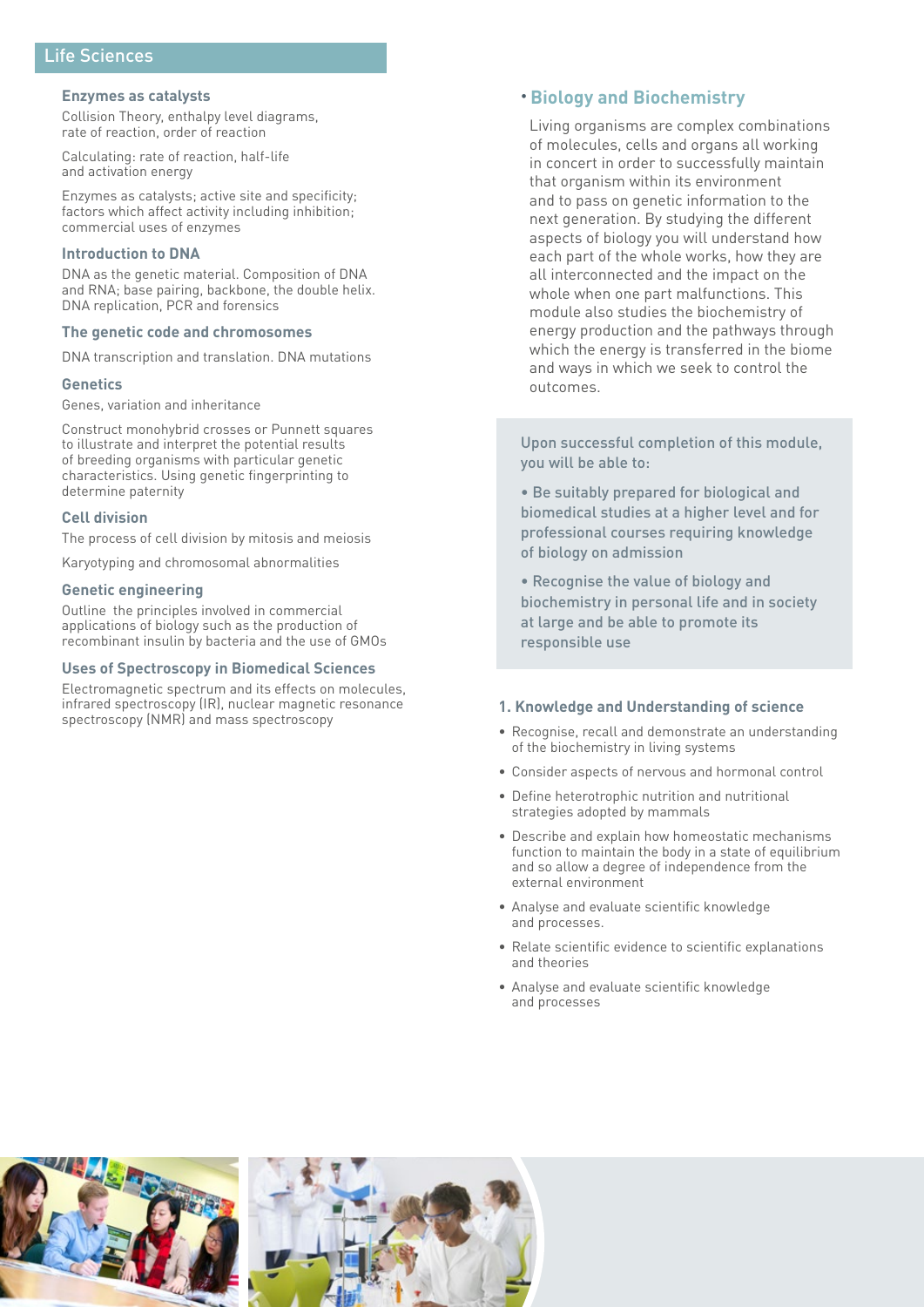## Life Sciences

### Enzymes as catalysts

Collision Theory, enthalpy level diagrams, rate of reaction, order of reaction

Calculating: rate of reaction, half-life and activation energy

Enzymes as catalysts; active site and specificity; factors which affect activity including inhibition; commercial uses of enzymes

### Introduction to DNA

DNA as the genetic material. Composition of DNA and RNA; base pairing, backbone, the double helix. DNA replication, PCR and forensics

### The genetic code and chromosomes

DNA transcription and translation. DNA mutations

### Genetics

Genes, variation and inheritance

Construct monohybrid crosses or Punnett squares to illustrate and interpret the potential results of breeding organisms with particular genetic characteristics. Using genetic fingerprinting to determine paternity

### Cell division

The process of cell division by mitosis and meiosis

Karyotyping and chromosomal abnormalities

### Genetic engineering

Outline the principles involved in commercial applications of biology such as the production of recombinant insulin by bacteria and the use of GMOs

### Uses of Spectroscopy in Biomedical Sciences

Electromagnetic spectrum and its effects on molecules, infrared spectroscopy (IR), nuclear magnetic resonance spectroscopy (NMR) and mass spectroscopy

## • Biology and Biochemistry

Living organisms are complex combinations of molecules, cells and organs all working in concert in order to successfully maintain that organism within its environment and to pass on genetic information to the next generation. By studying the different aspects of biology you will understand how each part of the whole works, how they are all interconnected and the impact on the whole when one part malfunctions. This module also studies the biochemistry of energy production and the pathways through which the energy is transferred in the biome and ways in which we seek to control the outcomes.

Upon successful completion of this module, you will be able to:

- Be suitably prepared for biological and biomedical studies at a higher level and for professional courses requiring knowledge of biology on admission
- Recognise the value of biology and biochemistry in personal life and in society at large and be able to promote its responsible use

### 1. Knowledge and Understanding of science

- Recognise, recall and demonstrate an understanding of the biochemistry in living systems
- Consider aspects of nervous and hormonal control
- Define heterotrophic nutrition and nutritional strategies adopted by mammals
- Describe and explain how homeostatic mechanisms function to maintain the body in a state of equilibrium and so allow a degree of independence from the external environment
- Analyse and evaluate scientific knowledge and processes.
- Relate scientific evidence to scientific explanations and theories
- Analyse and evaluate scientific knowledge and processes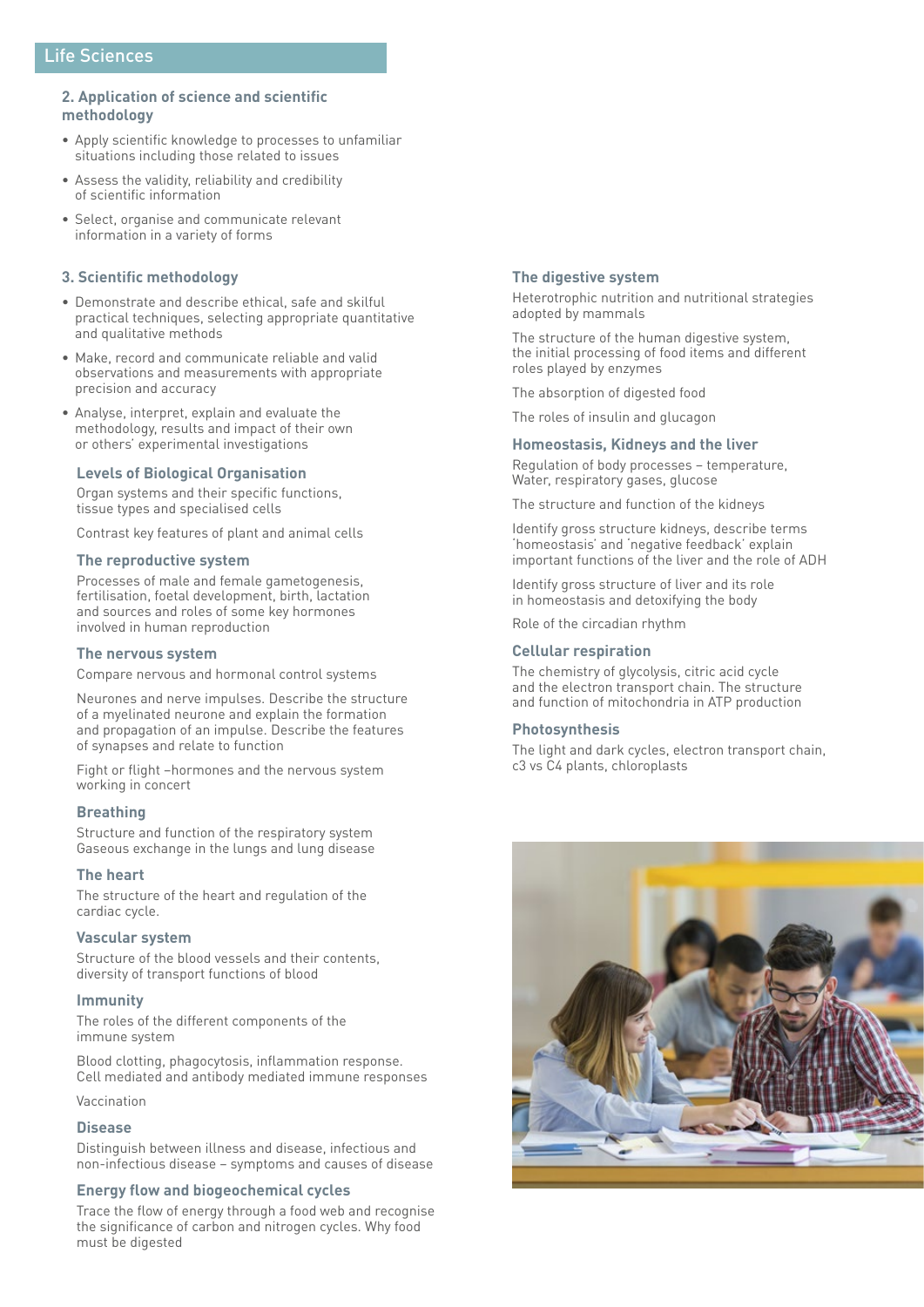## Life Sciences

### 2. Application of science and scientific methodology

- Apply scientific knowledge to processes to unfamiliar situations including those related to issues
- Assess the validity, reliability and credibility of scientific information
- Select, organise and communicate relevant information in a variety of forms

### 3. Scientific methodology

- Demonstrate and describe ethical, safe and skilful practical techniques, selecting appropriate quantitative and qualitative methods
- Make, record and communicate reliable and valid observations and measurements with appropriate precision and accuracy
- Analyse, interpret, explain and evaluate the methodology, results and impact of their own or others' experimental investigations

#### Levels of Biological Organisation

Organ systems and their specific functions, tissue types and specialised cells

Contrast key features of plant and animal cells

#### The reproductive system

Processes of male and female gametogenesis, fertilisation, foetal development, birth, lactation and sources and roles of some key hormones involved in human reproduction

#### The nervous system

Compare nervous and hormonal control systems

Neurones and nerve impulses. Describe the structure of a myelinated neurone and explain the formation and propagation of an impulse. Describe the features of synapses and relate to function

Fight or flight –hormones and the nervous system working in concert

#### Breathing

Structure and function of the respiratory system Gaseous exchange in the lungs and lung disease

#### The heart

The structure of the heart and regulation of the cardiac cycle.

#### Vascular system

Structure of the blood vessels and their contents, diversity of transport functions of blood

#### Immunity

The roles of the different components of the immune system

Blood clotting, phagocytosis, inflammation response. Cell mediated and antibody mediated immune responses

Vaccination

#### Disease

Distinguish between illness and disease, infectious and non-infectious disease – symptoms and causes of disease

#### Energy flow and biogeochemical cycles

Trace the flow of energy through a food web and recognise the significance of carbon and nitrogen cycles. Why food must be digested

#### The digestive system

Heterotrophic nutrition and nutritional strategies adopted by mammals

The structure of the human digestive system, the initial processing of food items and different roles played by enzymes

The absorption of digested food

The roles of insulin and glucagon

#### Homeostasis, Kidneys and the liver

Regulation of body processes – temperature, Water, respiratory gases, glucose

The structure and function of the kidneys

Identify gross structure kidneys, describe terms 'homeostasis' and 'negative feedback' explain important functions of the liver and the role of ADH

Identify gross structure of liver and its role in homeostasis and detoxifying the body

Role of the circadian rhythm

#### Cellular respiration

The chemistry of glycolysis, citric acid cycle and the electron transport chain. The structure and function of mitochondria in ATP production

#### Photosynthesis

The light and dark cycles, electron transport chain, c3 vs C4 plants, chloroplasts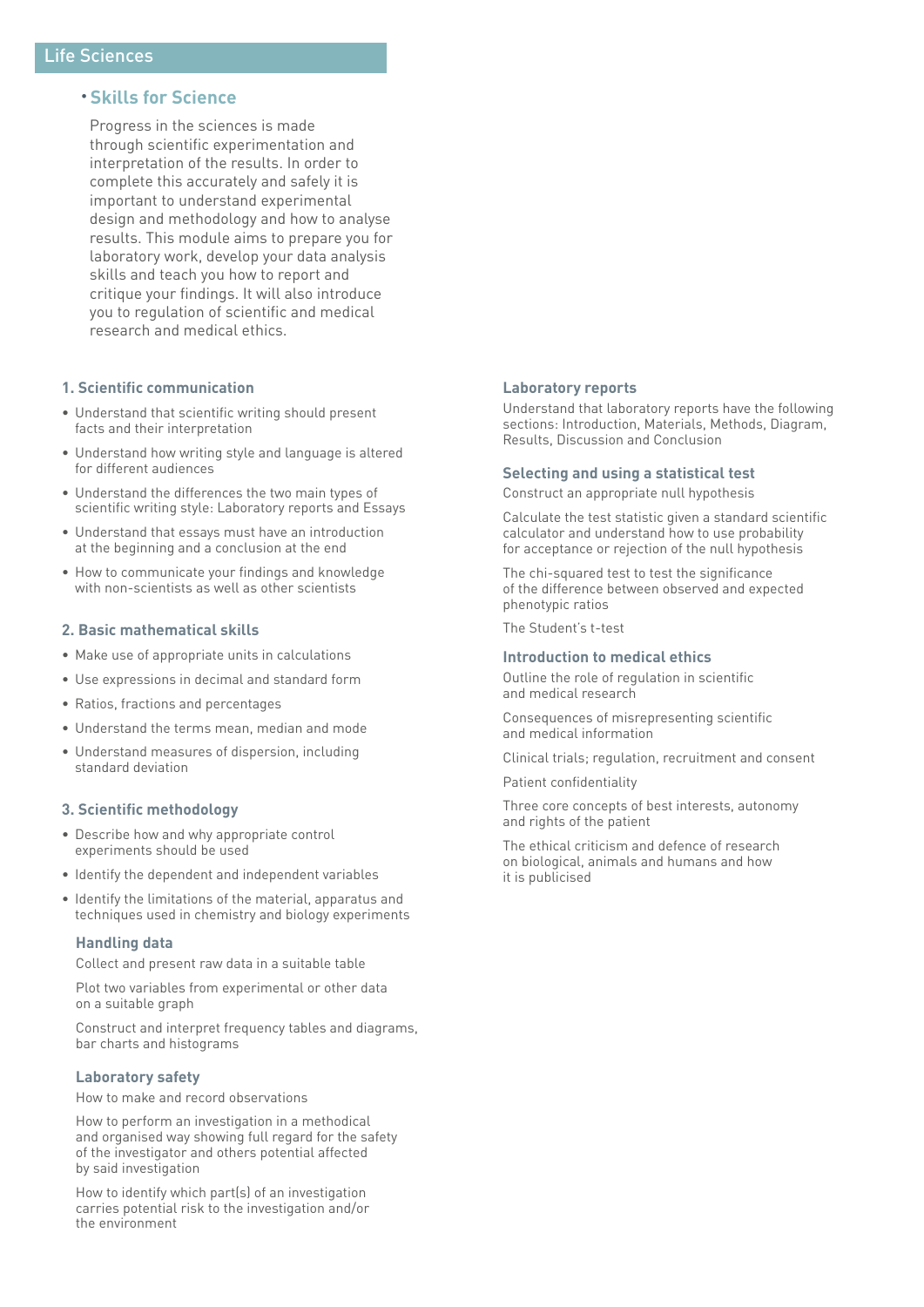# Life Sciences

## Skills for Science

Progress in the sciences is made through scientific experimentation and interpretation of the results. In order to complete this accurately and safely it is important to understand experimental design and methodology and how to analyse results. This module aims to prepare you for laboratory work, develop your data analysis skills and teach you how to report and critique your findings. It will also introduce you to regulation of scientific and medical research and medical ethics.

### 1. Scientific communication

- Understand that scientific writing should present facts and their interpretation
- Understand how writing style and language is altered for different audiences
- Understand the differences the two main types of scientific writing style: Laboratory reports and Essays
- Understand that essays must have an introduction at the beginning and a conclusion at the end
- How to communicate your findings and knowledge with non-scientists as well as other scientists

### 2. Basic mathematical skills

- Make use of appropriate units in calculations
- Use expressions in decimal and standard form
- Ratios, fractions and percentages
- Understand the terms mean, median and mode
- Understand measures of dispersion, including standard deviation

### 3. Scientific methodology

- Describe how and why appropriate control experiments should be used
- Identify the dependent and independent variables
- Identify the limitations of the material, apparatus and techniques used in chemistry and biology experiments

#### Handling data

Collect and present raw data in a suitable table

Plot two variables from experimental or other data on a suitable graph

Construct and interpret frequency tables and diagrams, bar charts and histograms

#### Laboratory safety

How to make and record observations

How to perform an investigation in a methodical and organised way showing full regard for the safety of the investigator and others potential affected by said investigation

How to identify which part(s) of an investigation carries potential risk to the investigation and/or the environment

#### Laboratory reports

Understand that laboratory reports have the following sections: Introduction, Materials, Methods, Diagram, Results, Discussion and Conclusion

#### Selecting and using a statistical test

Construct an appropriate null hypothesis

Calculate the test statistic given a standard scientific calculator and understand how to use probability for acceptance or rejection of the null hypothesis

The chi-squared test to test the significance of the difference between observed and expected phenotypic ratios

The Student's t-test

#### Introduction to medical ethics

Outline the role of regulation in scientific and medical research

Consequences of misrepresenting scientific and medical information

Clinical trials; regulation, recruitment and consent

Patient confidentiality

Three core concepts of best interests, autonomy and rights of the patient

The ethical criticism and defence of research on biological, animals and humans and how it is publicised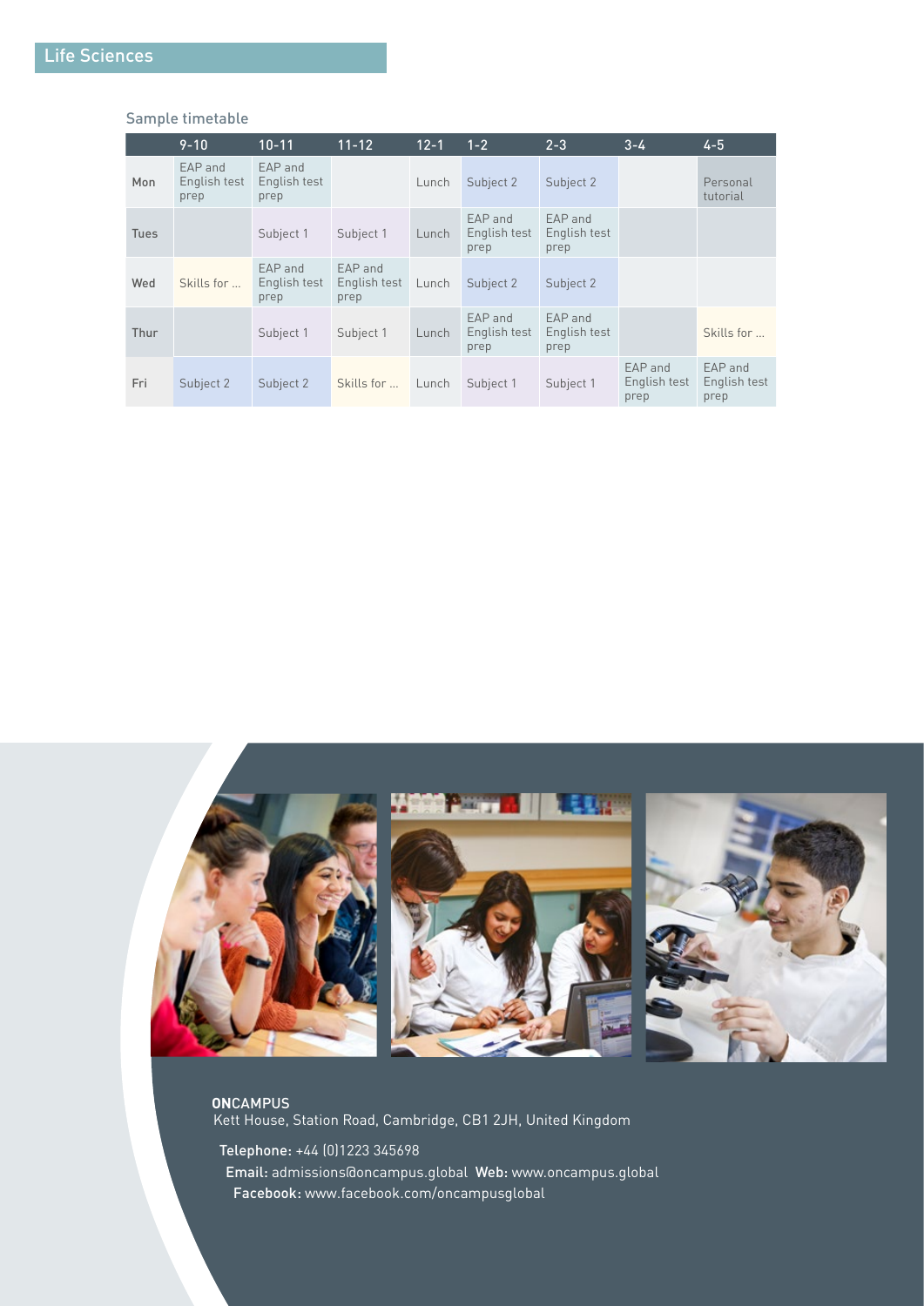## Life Sciences

Sample timetable

| | 9-10 | 10-11 | 11-12 | 12-1 | 1-2 | 2-3 | 3-4 | 4-5 |
|---|---|---|---|---|---|---|---|---|
| Mon | EAP and English test prep | EAP and English test prep | | Lunch | Subject 2 | Subject 2 | | Personal tutorial |
| Tues | | Subject 1 | Subject 1 | Lunch | EAP and English test prep | EAP and English test prep | | |
| Wed | Skills for ... | EAP and English test prep | EAP and English test prep | Lunch | Subject 2 | Subject 2 | | |
| Thur | | Subject 1 | Subject 1 | Lunch | EAP and English test prep | EAP and English test prep | | Skills for ... |
| Fri | Subject 2 | Subject 2 | Skills for ... | Lunch | Subject 1 | Subject 1 | EAP and English test prep | EAP and English test prep |

**ON**CAMPUS
Kett House, Station Road, Cambridge, CB1 2JH, United Kingdom

**Telephone:** +44 (0)1223 345698
**Email:** admissions@oncampus.global **Web:** www.oncampus.global
**Facebook:** www.facebook.com/oncampusglobal